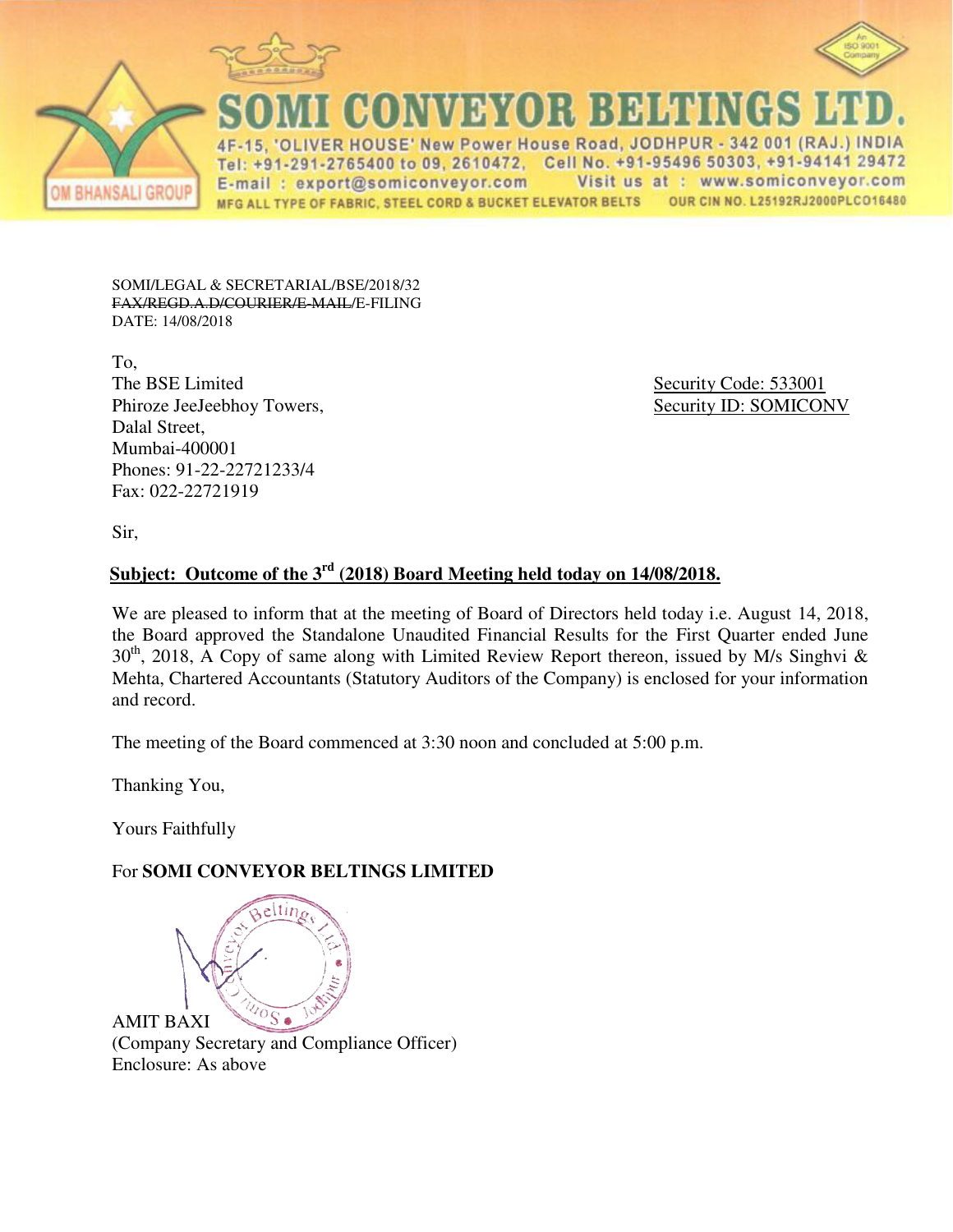# SOMI CONVEYOR BELTINGS LTD.

4F-15, 'OLIVER HOUSE' New Power House Road, JODHPUR - 342 001 (RAJ.) INDIA
Tel: +91-291-2765400 to 09, 2610472, Cell No. +91-95496 50303, +91-94141 29472
E-mail : export@somiconveyor.com Visit us at : www.somiconveyor.com
MFG ALL TYPE OF FABRIC, STEEL CORD & BUCKET ELEVATOR BELTS OUR CIN NO. L25192RJ2000PLCO16480

OM BHANSALI GROUP

An ISO 9001 Company

SOMI/LEGAL & SECRETARIAL/BSE/2018/32
~~FAX/REGD.A.D/COURIER/E-MAIL~~/E-FILING
DATE: 14/08/2018

To,
The BSE Limited
Phiroze JeeJeebhoy Towers,
Dalal Street,
Mumbai-400001
Phones: 91-22-22721233/4
Fax: 022-22721919

Security Code: 533001
Security ID: SOMICONV

Sir,

**Subject: Outcome of the 3rd (2018) Board Meeting held today on 14/08/2018.**

We are pleased to inform that at the meeting of Board of Directors held today i.e. August 14, 2018, the Board approved the Standalone Unaudited Financial Results for the First Quarter ended June 30th, 2018, A Copy of same along with Limited Review Report thereon, issued by M/s Singhvi & Mehta, Chartered Accountants (Statutory Auditors of the Company) is enclosed for your information and record.

The meeting of the Board commenced at 3:30 noon and concluded at 5:00 p.m.

Thanking You,

Yours Faithfully

For **SOMI CONVEYOR BELTINGS LIMITED**

AMIT BAXI
(Company Secretary and Compliance Officer)
Enclosure: As above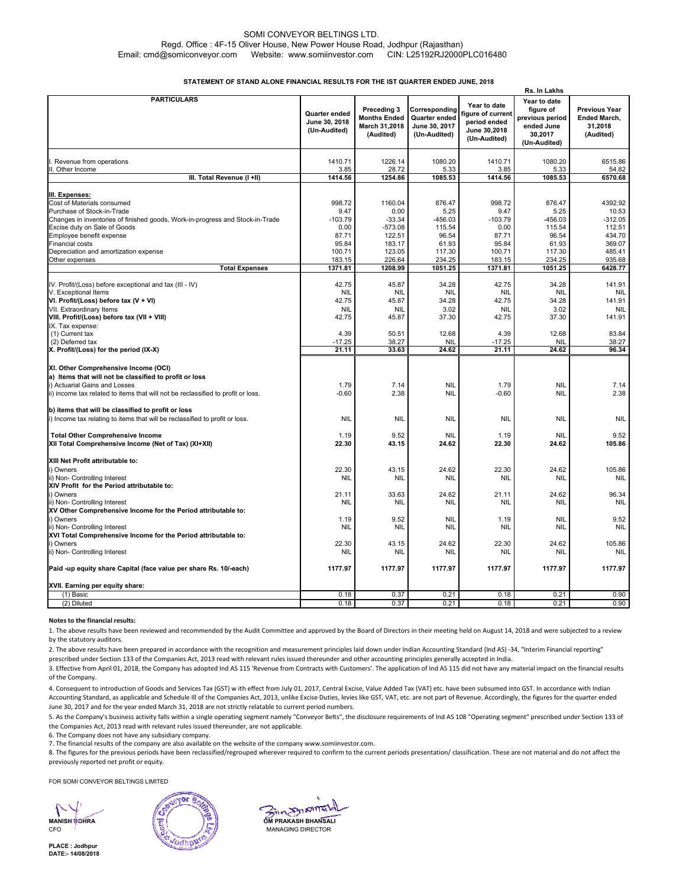SOMI CONVEYOR BELTINGS LTD.

Regd. Office : 4F-15 Oliver House, New Power House Road, Jodhpur (Rajasthan)

Email: cmd@somiconveyor.com Website: www.somiinvestor.com CIN: L25192RJ2000PLC016480

**STATEMENT OF STAND ALONE FINANCIAL RESULTS FOR THE IST QUARTER ENDED JUNE, 2018**

Rs. In Lakhs

| PARTICULARS | Quarter ended June 30, 2018 (Un-Audited) | Preceding 3 Months Ended March 31,2018 (Audited) | Corresponding Quarter ended June 30, 2017 (Un-Audited) | Year to date figure of current period ended June 30,2018 (Un-Audited) | Year to date figure of previous period ended June 30,2017 (Un-Audited) | Previous Year Ended March, 31,2018 (Audited) |
|---|---|---|---|---|---|---|
| I. Revenue from operations | 1410.71 | 1226.14 | 1080.20 | 1410.71 | 1080.20 | 6515.86 |
| II. Other Income | 3.85 | 28.72 | 5.33 | 3.85 | 5.33 | 54.82 |
| **III. Total Revenue (I +II)** | **1414.56** | **1254.86** | **1085.53** | **1414.56** | **1085.53** | **6570.68** |
| **III. Expenses:** | | | | | | |
| Cost of Materials consumed | 998.72 | 1160.04 | 876.47 | 998.72 | 876.47 | 4392.92 |
| Purchase of Stock-in-Trade | 9.47 | 0.00 | 5.25 | 9.47 | 5.25 | 10.53 |
| Changes in inventories of finished goods, Work-in-progress and Stock-in-Trade | -103.79 | -33.34 | -456.03 | -103.79 | -456.03 | -312.05 |
| Excise duty on Sale of Goods | 0.00 | -573.08 | 115.54 | 0.00 | 115.54 | 112.51 |
| Employee benefit expense | 87.71 | 122.51 | 96.54 | 87.71 | 96.54 | 434.70 |
| Financial costs | 95.84 | 183.17 | 61.93 | 95.84 | 61.93 | 369.07 |
| Depreciation and amortization expense | 100.71 | 123.05 | 117.30 | 100.71 | 117.30 | 485.41 |
| Other expenses | 183.15 | 226.64 | 234.25 | 183.15 | 234.25 | 935.68 |
| **Total Expenses** | **1371.81** | **1208.99** | **1051.25** | **1371.81** | **1051.25** | **6428.77** |
| IV. Profit/(Loss) before exceptional and tax (III - IV) | 42.75 | 45.87 | 34.28 | 42.75 | 34.28 | 141.91 |
| V. Exceptional Items | NIL | NIL | NIL | NIL | NIL | NIL |
| **VI. Profit/(Loss) before tax (V + VI)** | 42.75 | 45.87 | 34.28 | 42.75 | 34.28 | 141.91 |
| VII. Extraordinary Items | NIL | NIL | 3.02 | NIL | 3.02 | NIL |
| **VIII. Profit/(Loss) before tax (VII + VIII)** | 42.75 | 45.87 | 37.30 | 42.75 | 37.30 | 141.91 |
| IX. Tax expense: | | | | | | |
| (1) Current tax | 4.39 | 50.51 | 12.68 | 4.39 | 12.68 | 83.84 |
| (2) Deferred tax | -17.25 | 38.27 | NIL | -17.25 | NIL | 38.27 |
| **X. Profit/(Loss) for the period (IX-X)** | **21.11** | **33.63** | **24.62** | **21.11** | **24.62** | **96.34** |
| **XI. Other Comprehensive Income (OCI)** | | | | | | |
| **a) Items that will not be classified to profit or loss** | | | | | | |
| i) Actuarial Gains and Losses | 1.79 | 7.14 | NIL | 1.79 | NIL | 7.14 |
| ii) income tax related to items that will not be reclassified to profit or loss. | -0.60 | 2.38 | NIL | -0.60 | NIL | 2.38 |
| **b) items that will be classified to profit or loss** | | | | | | |
| i) Income tax relating to items that will be reclassified to profit or loss. | NIL | NIL | NIL | NIL | NIL | NIL |
| **Total Other Comprehensive Income** | 1.19 | 9.52 | NIL | 1.19 | NIL | 9.52 |
| **XII Total Comprehensive Income (Net of Tax) (XI+XII)** | **22.30** | **43.15** | **24.62** | **22.30** | **24.62** | **105.86** |
| **XIII Net Profit attributable to:** | | | | | | |
| i) Owners | 22.30 | 43.15 | 24.62 | 22.30 | 24.62 | 105.86 |
| ii) Non- Controlling Interest | NIL | NIL | NIL | NIL | NIL | NIL |
| **XIV Profit for the Period attributable to:** | | | | | | |
| i) Owners | 21.11 | 33.63 | 24.62 | 21.11 | 24.62 | 96.34 |
| ii) Non- Controlling Interest | NIL | NIL | NIL | NIL | NIL | NIL |
| **XV Other Comprehensive Income for the Period attributable to:** | | | | | | |
| i) Owners | 1.19 | 9.52 | NIL | 1.19 | NIL | 9.52 |
| ii) Non- Controlling Interest | NIL | NIL | NIL | NIL | NIL | NIL |
| **XVI Total Comprehensive Income for the Period attributable to:** | | | | | | |
| i) Owners | 22.30 | 43.15 | 24.62 | 22.30 | 24.62 | 105.86 |
| ii) Non- Controlling Interest | NIL | NIL | NIL | NIL | NIL | NIL |
| **Paid -up equity share Capital (face value per share Rs. 10/-each)** | **1177.97** | **1177.97** | **1177.97** | **1177.97** | **1177.97** | **1177.97** |
| **XVII. Earning per equity share:** | | | | | | |
| (1) Basic | 0.18 | 0.37 | 0.21 | 0.18 | 0.21 | 0.90 |
| (2) Diluted | 0.18 | 0.37 | 0.21 | 0.18 | 0.21 | 0.90 |

**Notes to the financial results:**

1. The above results have been reviewed and recommended by the Audit Committee and approved by the Board of Directors in their meeting held on August 14, 2018 and were subjected to a review by the statutory auditors.

2. The above results have been prepared in accordance with the recognition and measurement principles laid down under Indian Accounting Standard {Ind AS) -34, "Interim Financial reporting" prescribed under Section 133 of the Companies Act, 2013 read with relevant rules issued thereunder and other accounting principles generally accepted in India.

3. Effective from April 01, 2018, the Company has adopted Ind AS 115 'Revenue from Contracts with Customers'. The application of Ind AS 115 did not have any material impact on the financial results of the Company.

4. Consequent to introduction of Goods and Services Tax (GST) w ith effect from July 01, 2017, Central Excise, Value Added Tax {VAT) etc. have been subsumed into GST. In accordance with Indian Accounting Standard, as applicable and Schedule Ill of the Companies Act, 2013, unlike Excise Duties, levies like GST, VAT, etc. are not part of Revenue. Accordingly, the figures for the quarter ended June 30, 2017 and for the year ended March 31, 2018 are not strictly relatable to current period numbers.

5. As the Company's business activity falls within a single operating segment namely "Conveyor Belts", the disclosure requirements of Ind AS 108 "Operating segment" prescribed under Section 133 of the Companies Act, 2013 read with relevant rules issued thereunder, are not applicable.

6. The Company does not have any subsidiary company.

7. The financial results of the company are also available on the website of the company www.somiinvestor.com.

8. The figures for the previous periods have been reclassified/regrouped wherever required to confirm to the current periods presentation/ classification. These are not material and do not affect the previously reported net profit or equity.

FOR SOMI CONVEYOR BELTINGS LIMITED

**MANISH BOHRA**
CFO

**OM PRAKASH BHANSALI**
MANAGING DIRECTOR

**PLACE : Jodhpur**
**DATE:- 14/08/2018**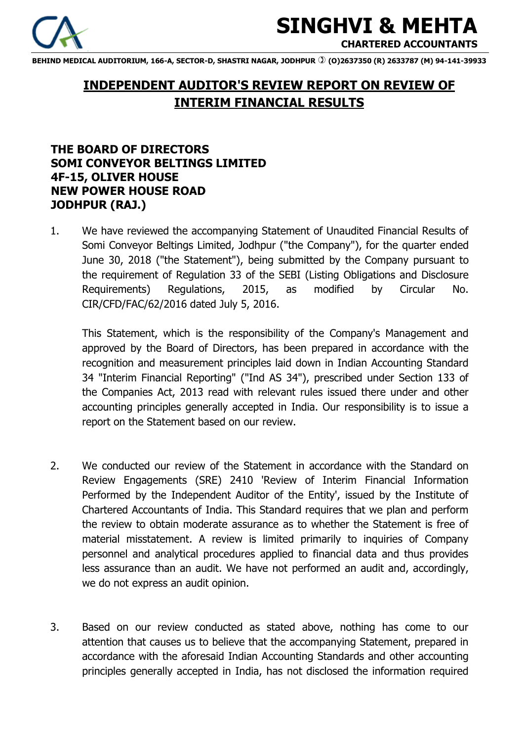# SINGHVI & MEHTA

**CHARTERED ACCOUNTANTS**

**BEHIND MEDICAL AUDITORIUM, 166-A, SECTOR-D, SHASTRI NAGAR, JODHPUR ✆ (O)2637350 (R) 2633787 (M) 94-141-39933**

## INDEPENDENT AUDITOR'S REVIEW REPORT ON REVIEW OF INTERIM FINANCIAL RESULTS

**THE BOARD OF DIRECTORS**
**SOMI CONVEYOR BELTINGS LIMITED**
**4F-15, OLIVER HOUSE**
**NEW POWER HOUSE ROAD**
**JODHPUR (RAJ.)**

1. We have reviewed the accompanying Statement of Unaudited Financial Results of Somi Conveyor Beltings Limited, Jodhpur ("the Company"), for the quarter ended June 30, 2018 ("the Statement"), being submitted by the Company pursuant to the requirement of Regulation 33 of the SEBI (Listing Obligations and Disclosure Requirements) Regulations, 2015, as modified by Circular No. CIR/CFD/FAC/62/2016 dated July 5, 2016.

   This Statement, which is the responsibility of the Company's Management and approved by the Board of Directors, has been prepared in accordance with the recognition and measurement principles laid down in Indian Accounting Standard 34 "Interim Financial Reporting" ("Ind AS 34"), prescribed under Section 133 of the Companies Act, 2013 read with relevant rules issued there under and other accounting principles generally accepted in India. Our responsibility is to issue a report on the Statement based on our review.

2. We conducted our review of the Statement in accordance with the Standard on Review Engagements (SRE) 2410 'Review of Interim Financial Information Performed by the Independent Auditor of the Entity', issued by the Institute of Chartered Accountants of India. This Standard requires that we plan and perform the review to obtain moderate assurance as to whether the Statement is free of material misstatement. A review is limited primarily to inquiries of Company personnel and analytical procedures applied to financial data and thus provides less assurance than an audit. We have not performed an audit and, accordingly, we do not express an audit opinion.

3. Based on our review conducted as stated above, nothing has come to our attention that causes us to believe that the accompanying Statement, prepared in accordance with the aforesaid Indian Accounting Standards and other accounting principles generally accepted in India, has not disclosed the information required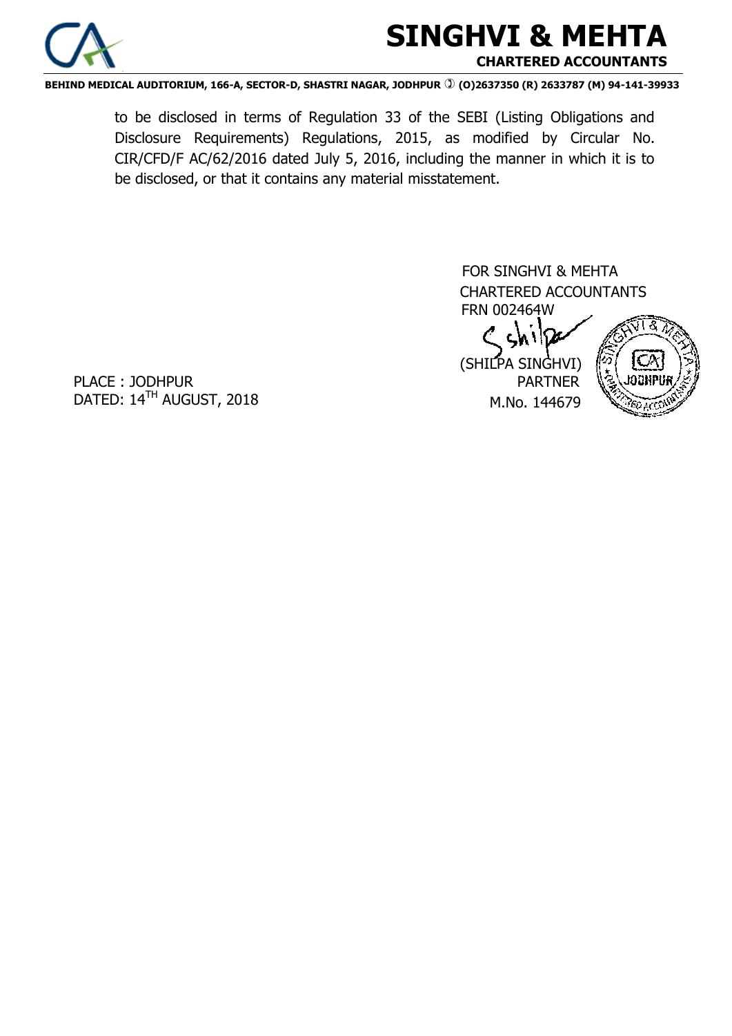to be disclosed in terms of Regulation 33 of the SEBI (Listing Obligations and Disclosure Requirements) Regulations, 2015, as modified by Circular No. CIR/CFD/F AC/62/2016 dated July 5, 2016, including the manner in which it is to be disclosed, or that it contains any material misstatement.

FOR SINGHVI & MEHTA
CHARTERED ACCOUNTANTS
FRN 002464W

(SHILPA SINGHVI)
PARTNER
M.No. 144679

PLACE : JODHPUR
DATED: 14TH AUGUST, 2018